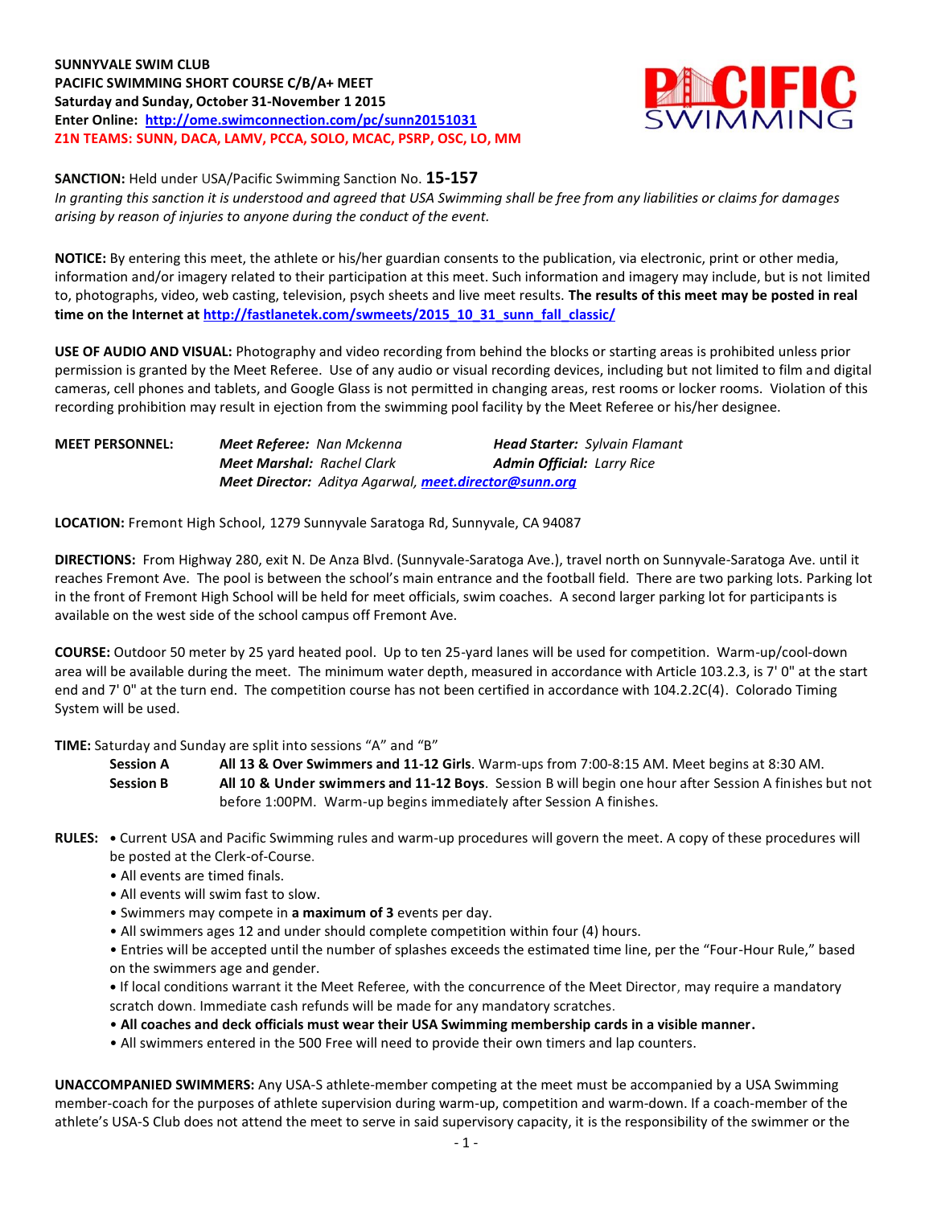**SUNNYVALE SWIM CLUB**
**PACIFIC SWIMMING SHORT COURSE C/B/A+ MEET**
**Saturday and Sunday, October 31-November 1 2015**
**Enter Online: [http://ome.swimconnection.com/pc/sunn20151031](http://ome.swimconnection.com/pc/sunn20151031)**
**Z1N TEAMS: SUNN, DACA, LAMV, PCCA, SOLO, MCAC, PSRP, OSC, LO, MM**

**SANCTION:** Held under USA/Pacific Swimming Sanction No. **15-157**
*In granting this sanction it is understood and agreed that USA Swimming shall be free from any liabilities or claims for damages arising by reason of injuries to anyone during the conduct of the event.*

**NOTICE:** By entering this meet, the athlete or his/her guardian consents to the publication, via electronic, print or other media, information and/or imagery related to their participation at this meet. Such information and imagery may include, but is not limited to, photographs, video, web casting, television, psych sheets and live meet results. **The results of this meet may be posted in real time on the Internet at [http://fastlanetek.com/swmeets/2015_10_31_sunn_fall_classic/](http://fastlanetek.com/swmeets/2015_10_31_sunn_fall_classic/)**

**USE OF AUDIO AND VISUAL:** Photography and video recording from behind the blocks or starting areas is prohibited unless prior permission is granted by the Meet Referee. Use of any audio or visual recording devices, including but not limited to film and digital cameras, cell phones and tablets, and Google Glass is not permitted in changing areas, rest rooms or locker rooms. Violation of this recording prohibition may result in ejection from the swimming pool facility by the Meet Referee or his/her designee.

**MEET PERSONNEL:**
*Meet Referee:* *Nan Mckenna* — *Head Starter:* *Sylvain Flamant*
*Meet Marshal:* *Rachel Clark* — *Admin Official:* *Larry Rice*
*Meet Director:* *Aditya Agarwal,* ***[meet.director@sunn.org](mailto:meet.director@sunn.org)***

**LOCATION:** Fremont High School, 1279 Sunnyvale Saratoga Rd, Sunnyvale, CA 94087

**DIRECTIONS:** From Highway 280, exit N. De Anza Blvd. (Sunnyvale-Saratoga Ave.), travel north on Sunnyvale-Saratoga Ave. until it reaches Fremont Ave. The pool is between the school's main entrance and the football field. There are two parking lots. Parking lot in the front of Fremont High School will be held for meet officials, swim coaches. A second larger parking lot for participants is available on the west side of the school campus off Fremont Ave.

**COURSE:** Outdoor 50 meter by 25 yard heated pool. Up to ten 25-yard lanes will be used for competition. Warm-up/cool-down area will be available during the meet. The minimum water depth, measured in accordance with Article 103.2.3, is 7' 0" at the start end and 7' 0" at the turn end. The competition course has not been certified in accordance with 104.2.2C(4). Colorado Timing System will be used.

**TIME:** Saturday and Sunday are split into sessions "A" and "B"

**Session A** — **All 13 & Over Swimmers and 11-12 Girls**. Warm-ups from 7:00-8:15 AM. Meet begins at 8:30 AM.

**Session B** — **All 10 & Under swimmers and 11-12 Boys**. Session B will begin one hour after Session A finishes but not before 1:00PM. Warm-up begins immediately after Session A finishes.

**RULES:**
- Current USA and Pacific Swimming rules and warm-up procedures will govern the meet. A copy of these procedures will be posted at the Clerk-of-Course.
- All events are timed finals.
- All events will swim fast to slow.
- Swimmers may compete in **a maximum of 3** events per day.
- All swimmers ages 12 and under should complete competition within four (4) hours.
- Entries will be accepted until the number of splashes exceeds the estimated time line, per the "Four-Hour Rule," based on the swimmers age and gender.
- If local conditions warrant it the Meet Referee, with the concurrence of the Meet Director, may require a mandatory scratch down. Immediate cash refunds will be made for any mandatory scratches.
- **All coaches and deck officials must wear their USA Swimming membership cards in a visible manner.**
- All swimmers entered in the 500 Free will need to provide their own timers and lap counters.

**UNACCOMPANIED SWIMMERS:** Any USA-S athlete-member competing at the meet must be accompanied by a USA Swimming member-coach for the purposes of athlete supervision during warm-up, competition and warm-down. If a coach-member of the athlete's USA-S Club does not attend the meet to serve in said supervisory capacity, it is the responsibility of the swimmer or the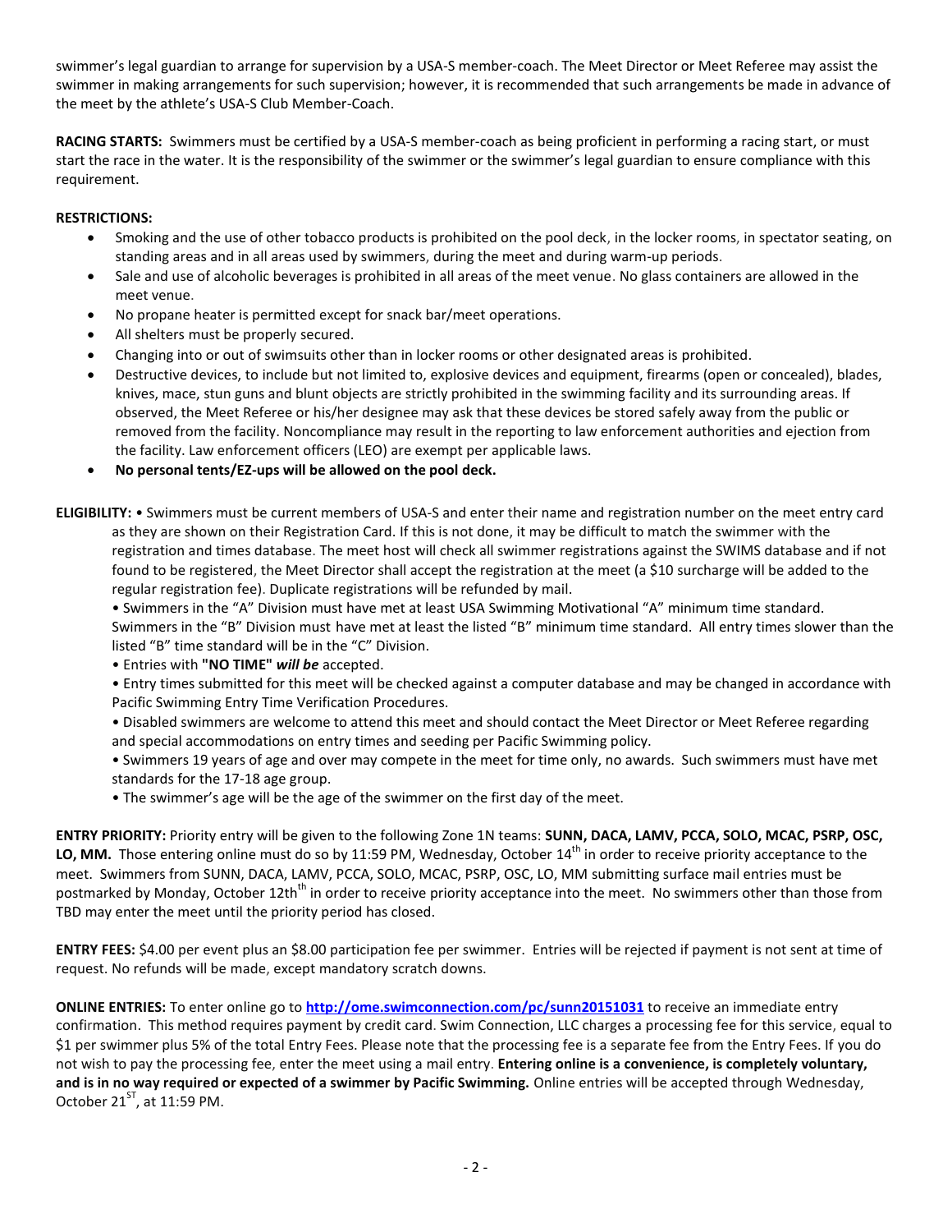swimmer's legal guardian to arrange for supervision by a USA-S member-coach. The Meet Director or Meet Referee may assist the swimmer in making arrangements for such supervision; however, it is recommended that such arrangements be made in advance of the meet by the athlete's USA-S Club Member-Coach.

**RACING STARTS:** Swimmers must be certified by a USA-S member-coach as being proficient in performing a racing start, or must start the race in the water. It is the responsibility of the swimmer or the swimmer's legal guardian to ensure compliance with this requirement.

**RESTRICTIONS:**

- Smoking and the use of other tobacco products is prohibited on the pool deck, in the locker rooms, in spectator seating, on standing areas and in all areas used by swimmers, during the meet and during warm-up periods.
- Sale and use of alcoholic beverages is prohibited in all areas of the meet venue. No glass containers are allowed in the meet venue.
- No propane heater is permitted except for snack bar/meet operations.
- All shelters must be properly secured.
- Changing into or out of swimsuits other than in locker rooms or other designated areas is prohibited.
- Destructive devices, to include but not limited to, explosive devices and equipment, firearms (open or concealed), blades, knives, mace, stun guns and blunt objects are strictly prohibited in the swimming facility and its surrounding areas. If observed, the Meet Referee or his/her designee may ask that these devices be stored safely away from the public or removed from the facility. Noncompliance may result in the reporting to law enforcement authorities and ejection from the facility. Law enforcement officers (LEO) are exempt per applicable laws.
- **No personal tents/EZ-ups will be allowed on the pool deck.**

**ELIGIBILITY:** • Swimmers must be current members of USA-S and enter their name and registration number on the meet entry card as they are shown on their Registration Card. If this is not done, it may be difficult to match the swimmer with the registration and times database. The meet host will check all swimmer registrations against the SWIMS database and if not found to be registered, the Meet Director shall accept the registration at the meet (a $10 surcharge will be added to the regular registration fee). Duplicate registrations will be refunded by mail.

• Swimmers in the "A" Division must have met at least USA Swimming Motivational "A" minimum time standard. Swimmers in the "B" Division must have met at least the listed "B" minimum time standard. All entry times slower than the listed "B" time standard will be in the "C" Division.

• Entries with **"NO TIME"** ***will be*** accepted.

• Entry times submitted for this meet will be checked against a computer database and may be changed in accordance with Pacific Swimming Entry Time Verification Procedures.

• Disabled swimmers are welcome to attend this meet and should contact the Meet Director or Meet Referee regarding and special accommodations on entry times and seeding per Pacific Swimming policy.

• Swimmers 19 years of age and over may compete in the meet for time only, no awards. Such swimmers must have met standards for the 17-18 age group.

• The swimmer's age will be the age of the swimmer on the first day of the meet.

**ENTRY PRIORITY:** Priority entry will be given to the following Zone 1N teams: **SUNN, DACA, LAMV, PCCA, SOLO, MCAC, PSRP, OSC, LO, MM.** Those entering online must do so by 11:59 PM, Wednesday, October 14th in order to receive priority acceptance to the meet. Swimmers from SUNN, DACA, LAMV, PCCA, SOLO, MCAC, PSRP, OSC, LO, MM submitting surface mail entries must be postmarked by Monday, October 12th in order to receive priority acceptance into the meet. No swimmers other than those from TBD may enter the meet until the priority period has closed.

**ENTRY FEES:** $4.00 per event plus an $8.00 participation fee per swimmer. Entries will be rejected if payment is not sent at time of request. No refunds will be made, except mandatory scratch downs.

**ONLINE ENTRIES:** To enter online go to **http://ome.swimconnection.com/pc/sunn20151031** to receive an immediate entry confirmation. This method requires payment by credit card. Swim Connection, LLC charges a processing fee for this service, equal to $1 per swimmer plus 5% of the total Entry Fees. Please note that the processing fee is a separate fee from the Entry Fees. If you do not wish to pay the processing fee, enter the meet using a mail entry. **Entering online is a convenience, is completely voluntary, and is in no way required or expected of a swimmer by Pacific Swimming.** Online entries will be accepted through Wednesday, October 21ST, at 11:59 PM.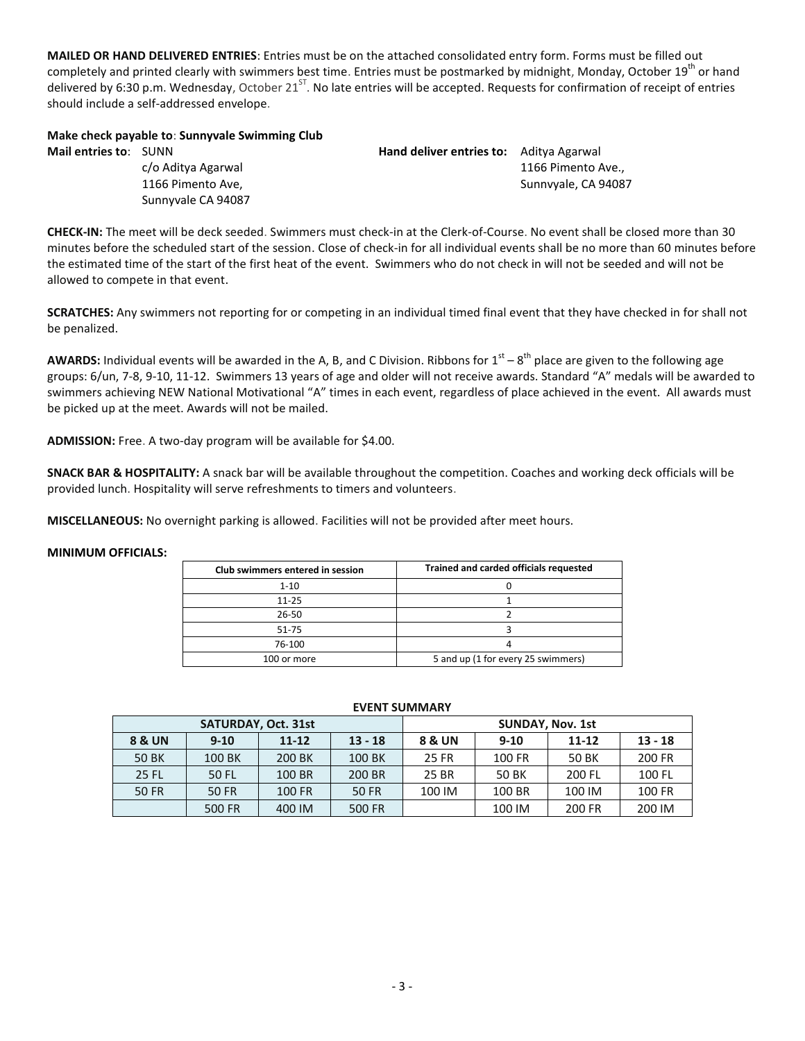**MAILED OR HAND DELIVERED ENTRIES**: Entries must be on the attached consolidated entry form. Forms must be filled out completely and printed clearly with swimmers best time. Entries must be postmarked by midnight, Monday, October 19th or hand delivered by 6:30 p.m. Wednesday, October 21ST. No late entries will be accepted. Requests for confirmation of receipt of entries should include a self-addressed envelope.

**Make check payable to**: **Sunnyvale Swimming Club**

**Mail entries to**: SUNN
c/o Aditya Agarwal
1166 Pimento Ave,
Sunnyvale CA 94087

**Hand deliver entries to:** Aditya Agarwal
1166 Pimento Ave.,
Sunnvyale, CA 94087

**CHECK-IN:** The meet will be deck seeded. Swimmers must check-in at the Clerk-of-Course. No event shall be closed more than 30 minutes before the scheduled start of the session. Close of check-in for all individual events shall be no more than 60 minutes before the estimated time of the start of the first heat of the event. Swimmers who do not check in will not be seeded and will not be allowed to compete in that event.

**SCRATCHES:** Any swimmers not reporting for or competing in an individual timed final event that they have checked in for shall not be penalized.

**AWARDS:** Individual events will be awarded in the A, B, and C Division. Ribbons for 1st – 8th place are given to the following age groups: 6/un, 7-8, 9-10, 11-12. Swimmers 13 years of age and older will not receive awards. Standard "A" medals will be awarded to swimmers achieving NEW National Motivational "A" times in each event, regardless of place achieved in the event. All awards must be picked up at the meet. Awards will not be mailed.

**ADMISSION:** Free. A two-day program will be available for $4.00.

**SNACK BAR & HOSPITALITY:** A snack bar will be available throughout the competition. Coaches and working deck officials will be provided lunch. Hospitality will serve refreshments to timers and volunteers.

**MISCELLANEOUS:** No overnight parking is allowed. Facilities will not be provided after meet hours.

**MINIMUM OFFICIALS:**

| Club swimmers entered in session | Trained and carded officials requested |
|---|---|
| 1-10 | 0 |
| 11-25 | 1 |
| 26-50 | 2 |
| 51-75 | 3 |
| 76-100 | 4 |
| 100 or more | 5 and up (1 for every 25 swimmers) |

**EVENT SUMMARY**

| SATURDAY, Oct. 31st | | | | SUNDAY, Nov. 1st | | | |
|---|---|---|---|---|---|---|---|
| 8 & UN | 9-10 | 11-12 | 13 - 18 | 8 & UN | 9-10 | 11-12 | 13 - 18 |
| 50 BK | 100 BK | 200 BK | 100 BK | 25 FR | 100 FR | 50 BK | 200 FR |
| 25 FL | 50 FL | 100 BR | 200 BR | 25 BR | 50 BK | 200 FL | 100 FL |
| 50 FR | 50 FR | 100 FR | 50 FR | 100 IM | 100 BR | 100 IM | 100 FR |
| | 500 FR | 400 IM | 500 FR | | 100 IM | 200 FR | 200 IM |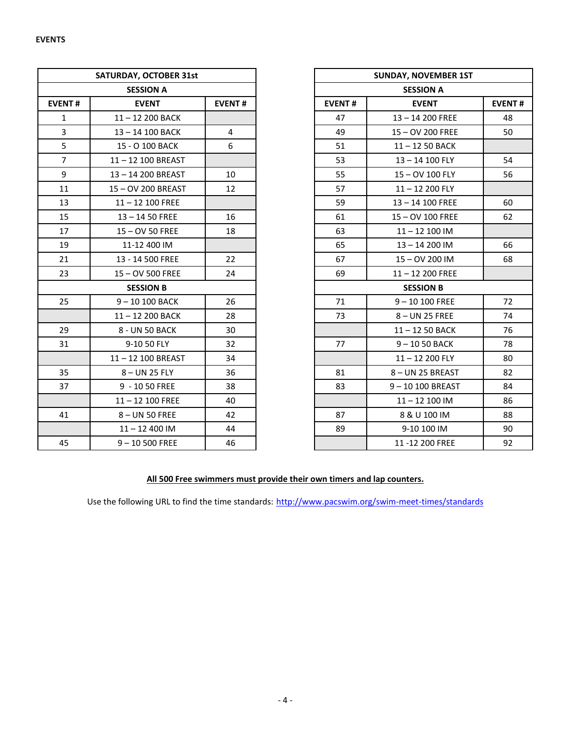**EVENTS**

| SATURDAY, OCTOBER 31st | | |
|---|---|---|
| **SESSION A** | | |
| **EVENT #** | **EVENT** | **EVENT #** |
| 1 | 11 – 12 200 BACK | |
| 3 | 13 – 14 100 BACK | 4 |
| 5 | 15 - O 100 BACK | 6 |
| 7 | 11 – 12 100 BREAST | |
| 9 | 13 – 14 200 BREAST | 10 |
| 11 | 15 – OV 200 BREAST | 12 |
| 13 | 11 – 12 100 FREE | |
| 15 | 13 – 14 50 FREE | 16 |
| 17 | 15 – OV 50 FREE | 18 |
| 19 | 11-12 400 IM | |
| 21 | 13 - 14 500 FREE | 22 |
| 23 | 15 – OV 500 FREE | 24 |
| **SESSION B** | | |
| 25 | 9 – 10 100 BACK | 26 |
| | 11 – 12 200 BACK | 28 |
| 29 | 8 - UN 50 BACK | 30 |
| 31 | 9-10 50 FLY | 32 |
| | 11 – 12 100 BREAST | 34 |
| 35 | 8 – UN 25 FLY | 36 |
| 37 | 9 - 10 50 FREE | 38 |
| | 11 – 12 100 FREE | 40 |
| 41 | 8 – UN 50 FREE | 42 |
| | 11 – 12 400 IM | 44 |
| 45 | 9 – 10 500 FREE | 46 |

| SUNDAY, NOVEMBER 1ST | | |
|---|---|---|
| **SESSION A** | | |
| **EVENT #** | **EVENT** | **EVENT #** |
| 47 | 13 – 14 200 FREE | 48 |
| 49 | 15 – OV 200 FREE | 50 |
| 51 | 11 – 12 50 BACK | |
| 53 | 13 – 14 100 FLY | 54 |
| 55 | 15 – OV 100 FLY | 56 |
| 57 | 11 – 12 200 FLY | |
| 59 | 13 – 14 100 FREE | 60 |
| 61 | 15 – OV 100 FREE | 62 |
| 63 | 11 – 12 100 IM | |
| 65 | 13 – 14 200 IM | 66 |
| 67 | 15 – OV 200 IM | 68 |
| 69 | 11 – 12 200 FREE | |
| **SESSION B** | | |
| 71 | 9 – 10 100 FREE | 72 |
| 73 | 8 – UN 25 FREE | 74 |
| | 11 – 12 50 BACK | 76 |
| 77 | 9 – 10 50 BACK | 78 |
| | 11 – 12 200 FLY | 80 |
| 81 | 8 – UN 25 BREAST | 82 |
| 83 | 9 – 10 100 BREAST | 84 |
| | 11 – 12 100 IM | 86 |
| 87 | 8 & U 100 IM | 88 |
| 89 | 9-10 100 IM | 90 |
| | 11 -12 200 FREE | 92 |

**All 500 Free swimmers must provide their own timers and lap counters.**

Use the following URL to find the time standards: http://www.pacswim.org/swim-meet-times/standards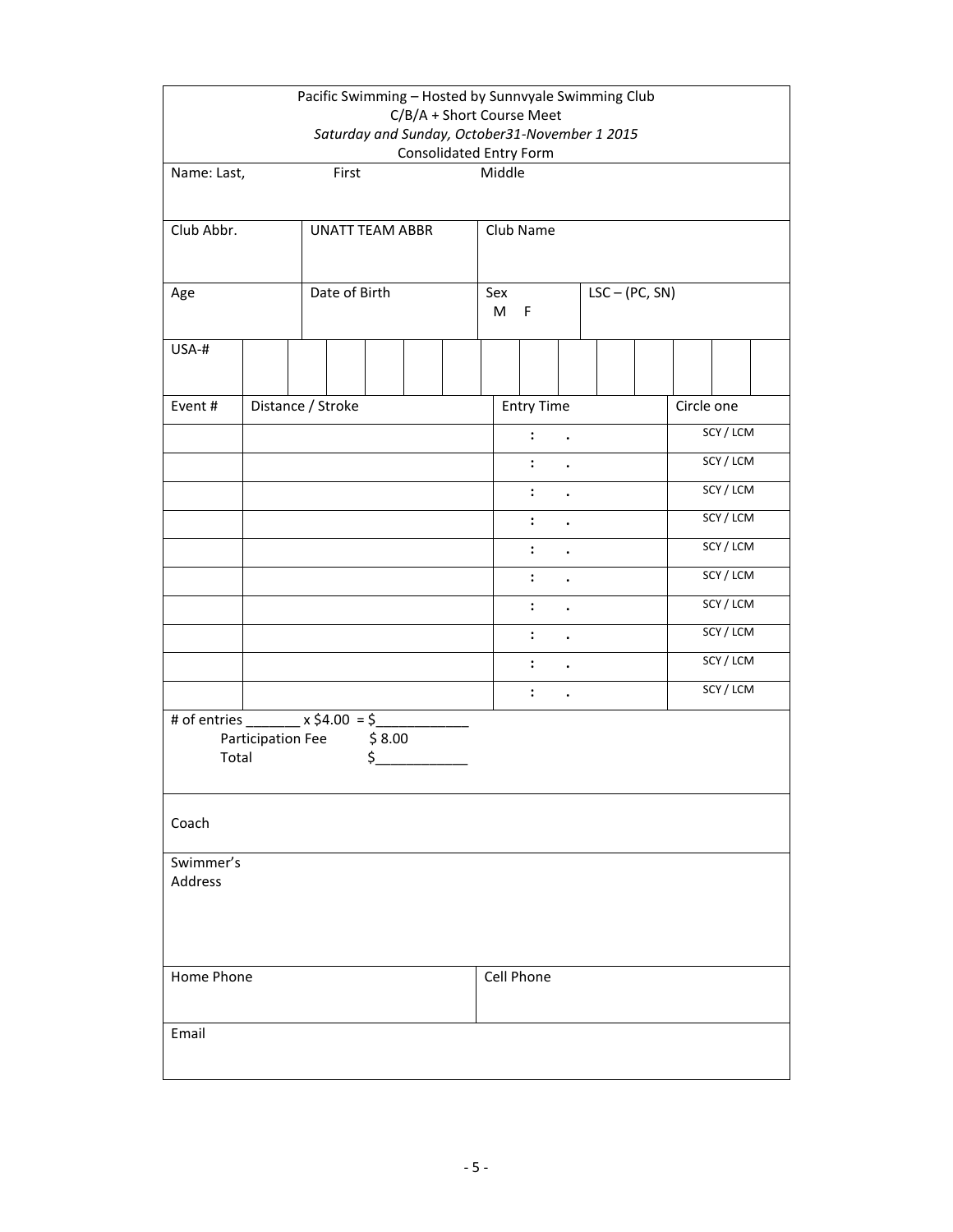Pacific Swimming – Hosted by Sunnvyale Swimming Club
C/B/A + Short Course Meet
*Saturday and Sunday, October31-November 1 2015*
Consolidated Entry Form

| Name: Last, | First | Middle |
|---|---|---|
| | | |

| Club Abbr. | UNATT TEAM ABBR | Club Name |
|---|---|---|
| | | |

| Age | Date of Birth | Sex M F | LSC – (PC, SN) |
|---|---|---|---|
| | | | |

| USA-# | | | | | | | | | | | | | | |
|---|---|---|---|---|---|---|---|---|---|---|---|---|---|---|

| Event # | Distance / Stroke | Entry Time | Circle one |
|---|---|---|---|
| | | : . | SCY / LCM |
| | | : . | SCY / LCM |
| | | : . | SCY / LCM |
| | | : . | SCY / LCM |
| | | : . | SCY / LCM |
| | | : . | SCY / LCM |
| | | : . | SCY / LCM |
| | | : . | SCY / LCM |
| | | : . | SCY / LCM |
| | | : . | SCY / LCM |

# of entries _______ x $4.00 = $____________
Participation Fee $ 8.00
Total $____________

Coach

Swimmer's Address

| Home Phone | Cell Phone |
|---|---|
| | |

Email